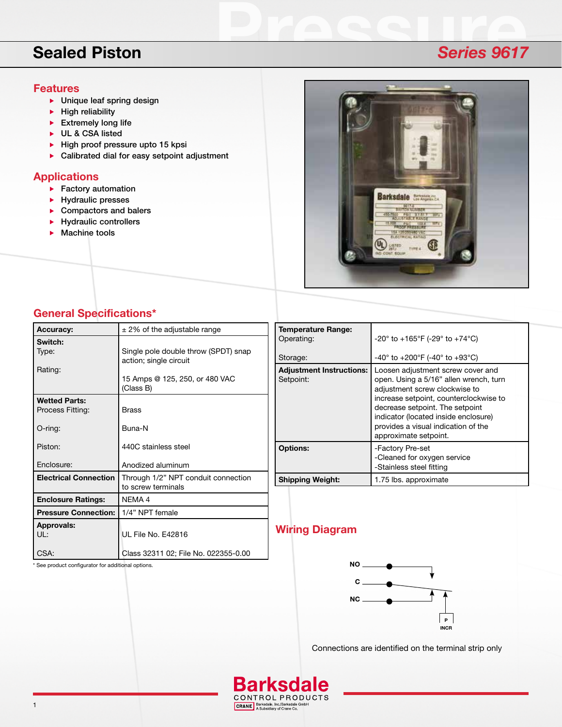# Sealed Piston

## Series 9617

## Features

- Unique leaf spring design
- High reliability
- Extremely long life
- UL & CSA listed
- High proof pressure upto 15 kpsi
- Calibrated dial for easy setpoint adjustment

## Applications

- Factory automation
- Hydraulic presses
- Compactors and balers
- Hydraulic controllers
- Machine tools

## General Specifications*

| | |
|---|---|
| **Accuracy:** | ± 2% of the adjustable range |
| **Switch:**<br>Type:<br><br>Rating: | <br>Single pole double throw (SPDT) snap action; single circuit<br><br>15 Amps @ 125, 250, or 480 VAC (Class B) |
| **Wetted Parts:**<br>Process Fitting:<br>O-ring:<br>Piston:<br>Enclosure: | <br>Brass<br>Buna-N<br>440C stainless steel<br>Anodized aluminum |
| **Electrical Connection** | Through 1/2" NPT conduit connection to screw terminals |
| **Enclosure Ratings:** | NEMA 4 |
| **Pressure Connection:** | 1/4" NPT female |
| **Approvals:**<br>UL:<br>CSA: | <br>UL File No. E42816<br>Class 32311 02; File No. 022355-0.00 |

* See product configurator for additional options.

| | |
|---|---|
| **Temperature Range:**<br>Operating:<br>Storage: | <br>-20° to +165°F (-29° to +74°C)<br>-40° to +200°F (-40° to +93°C) |
| **Adjustment Instructions:**<br>Setpoint: | Loosen adjustment screw cover and open. Using a 5/16" allen wrench, turn adjustment screw clockwise to increase setpoint, counterclockwise to decrease setpoint. The setpoint indicator (located inside enclosure) provides a visual indication of the approximate setpoint. |
| **Options:** | -Factory Pre-set<br>-Cleaned for oxygen service<br>-Stainless steel fitting |
| **Shipping Weight:** | 1.75 lbs. approximate |

## Wiring Diagram

NO
C
NC
P
INCR

Connections are identified on the terminal strip only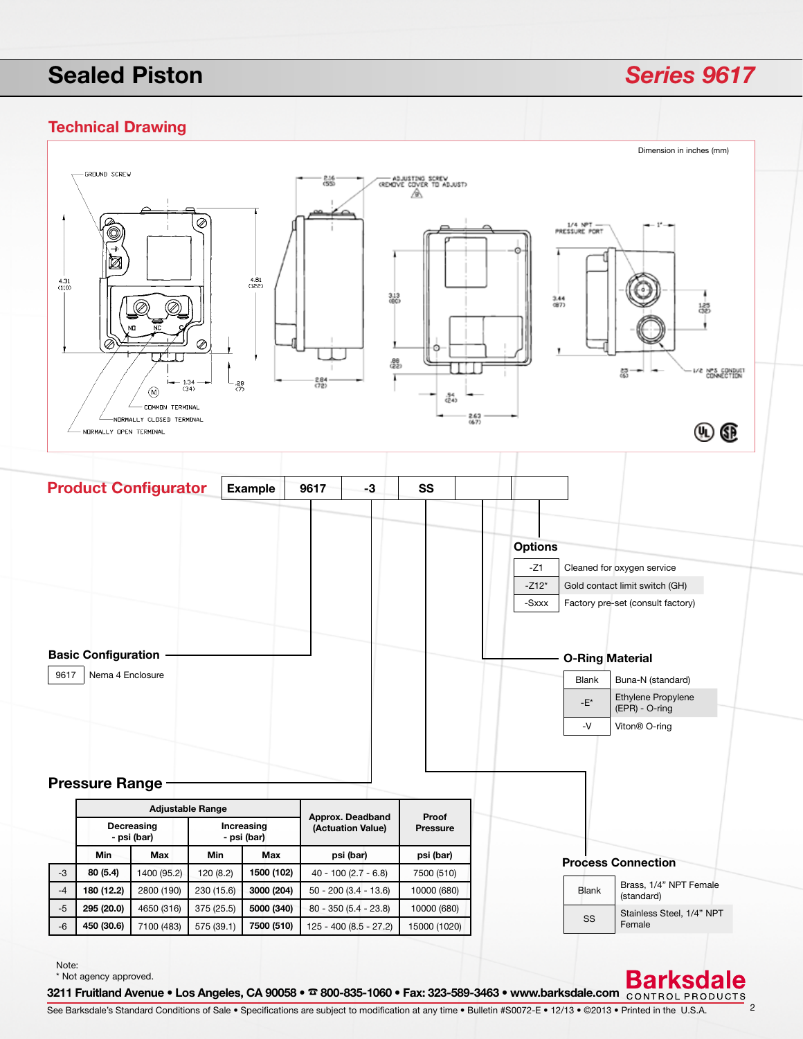# Sealed Piston

## Series 9617

### Technical Drawing

Dimension in inches (mm)

GROUND SCREW

ADJUSTING SCREW (REMOVE COVER TO ADJUST)

1/4 NPT PRESSURE PORT

1/2 NPS CONDUIT CONNECTION

COMMON TERMINAL

NORMALLY CLOSED TERMINAL

NORMALLY OPEN TERMINAL

4.31 (110)

4.81 (122)

1.34 (34)

.28 (7)

2.16 (55)

2.84 (72)

3.13 (80)

.88 (22)

.94 (24)

2.63 (67)

3.44 (87)

1" 

1.25 (32)

.25 (6)

### Product Configurator

| Example | 9617 | -3 | SS | | |
|---|---|---|---|---|---|

**Basic Configuration**

| | |
|---|---|
| 9617 | Nema 4 Enclosure |

**Options**

| | |
|---|---|
| -Z1 | Cleaned for oxygen service |
| -Z12* | Gold contact limit switch (GH) |
| -Sxxx | Factory pre-set (consult factory) |

**O-Ring Material**

| | |
|---|---|
| Blank | Buna-N (standard) |
| -E* | Ethylene Propylene (EPR) - O-ring |
| -V | Viton® O-ring |

**Pressure Range**

| | Adjustable Range | | | | Approx. Deadband (Actuation Value) | Proof Pressure |
|---|---|---|---|---|---|---|
| | Decreasing - psi (bar) | | Increasing - psi (bar) | | | |
| | Min | Max | Min | Max | psi (bar) | psi (bar) |
| -3 | **80 (5.4)** | 1400 (95.2) | 120 (8.2) | **1500 (102)** | 40 - 100 (2.7 - 6.8) | 7500 (510) |
| -4 | **180 (12.2)** | 2800 (190) | 230 (15.6) | **3000 (204)** | 50 - 200 (3.4 - 13.6) | 10000 (680) |
| -5 | **295 (20.0)** | 4650 (316) | 375 (25.5) | **5000 (340)** | 80 - 350 (5.4 - 23.8) | 10000 (680) |
| -6 | **450 (30.6)** | 7100 (483) | 575 (39.1) | **7500 (510)** | 125 - 400 (8.5 - 27.2) | 15000 (1020) |

**Process Connection**

| | |
|---|---|
| Blank | Brass, 1/4" NPT Female (standard) |
| SS | Stainless Steel, 1/4" NPT Female |

Note:
* Not agency approved.

**3211 Fruitland Avenue • Los Angeles, CA 90058 • ☎ 800-835-1060 • Fax: 323-589-3463 • www.barksdale.com**

Barksdale CONTROL PRODUCTS

See Barksdale's Standard Conditions of Sale • Specifications are subject to modification at any time • Bulletin #S0072-E • 12/13 • ©2013 • Printed in the U.S.A.